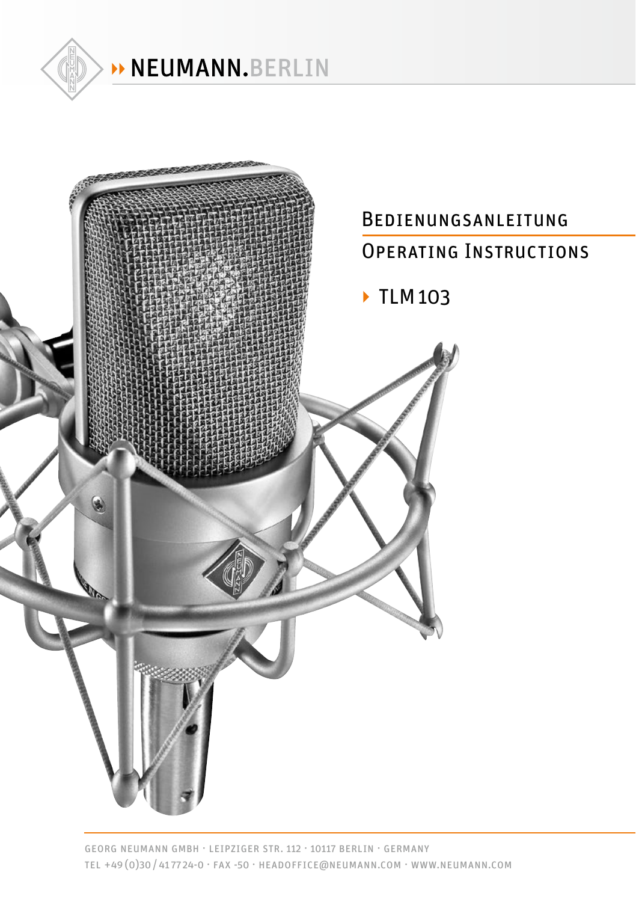NEUMANN.BERLIN

# Bedienungsanleitung

# Operating Instructions

## TLM 103

GEORG NEUMANN GMBH · LEIPZIGER STR. 112 · 10117 BERLIN · GERMANY
TEL +49 (0)30 / 417724-0 · FAX -50 · HEADOFFICE@NEUMANN.COM · WWW.NEUMANN.COM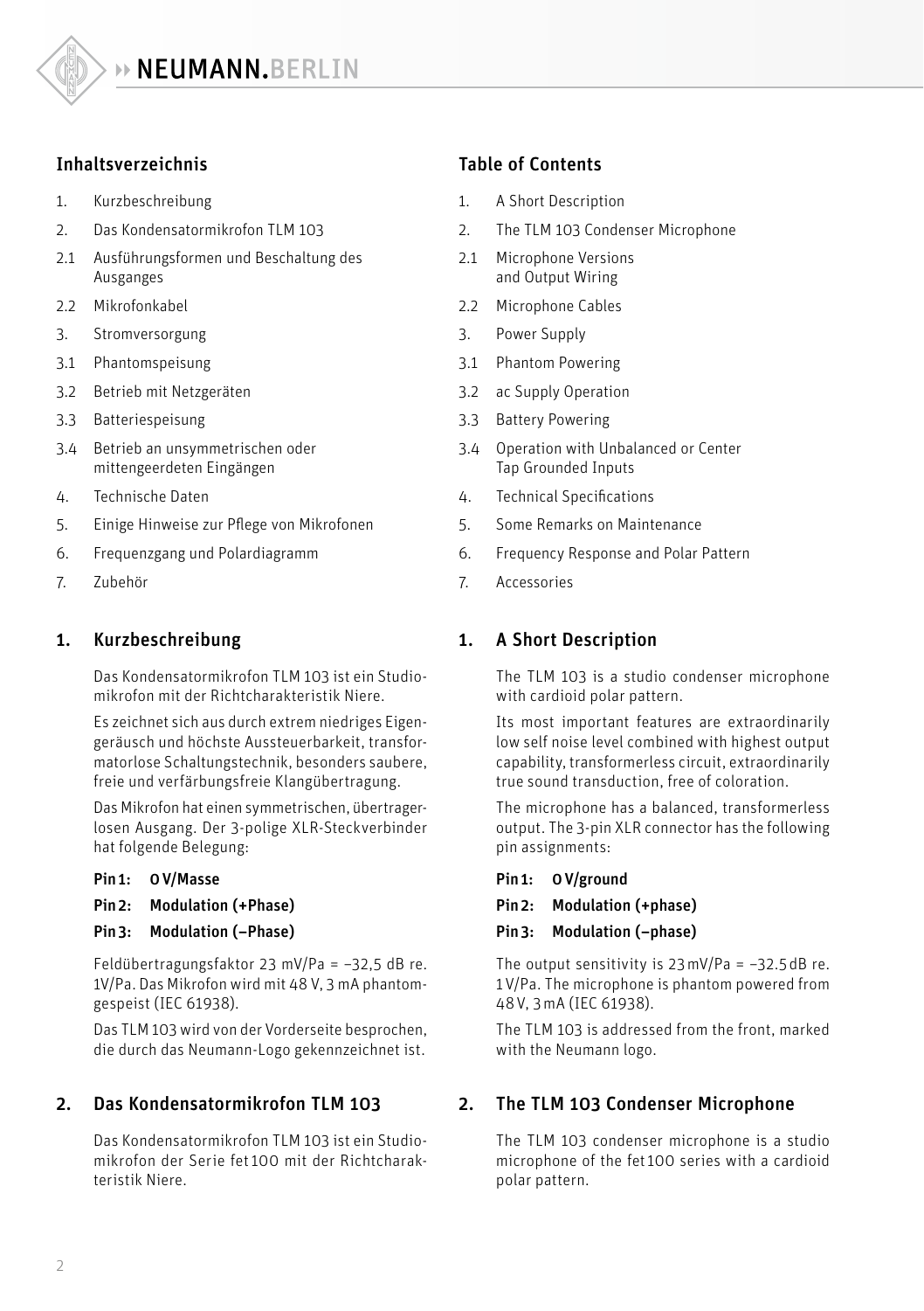## Inhaltsverzeichnis

1. Kurzbeschreibung
2. Das Kondensatormikrofon TLM 103
2.1 Ausführungsformen und Beschaltung des Ausganges
2.2 Mikrofonkabel
3. Stromversorgung
3.1 Phantomspeisung
3.2 Betrieb mit Netzgeräten
3.3 Batteriespeisung
3.4 Betrieb an unsymmetrischen oder mittengeerdeten Eingängen
4. Technische Daten
5. Einige Hinweise zur Pflege von Mikrofonen
6. Frequenzgang und Polardiagramm
7. Zubehör

## 1. Kurzbeschreibung

Das Kondensatormikrofon TLM 103 ist ein Studiomikrofon mit der Richtcharakteristik Niere.

Es zeichnet sich aus durch extrem niedriges Eigengeräusch und höchste Aussteuerbarkeit, transformatorlose Schaltungstechnik, besonders saubere, freie und verfärbungsfreie Klangübertragung.

Das Mikrofon hat einen symmetrischen, übertragerlosen Ausgang. Der 3-polige XLR-Steckverbinder hat folgende Belegung:

**Pin 1: 0 V/Masse**

**Pin 2: Modulation (+Phase)**

**Pin 3: Modulation (–Phase)**

Feldübertragungsfaktor 23 mV/Pa = –32,5 dB re. 1V/Pa. Das Mikrofon wird mit 48 V, 3 mA phantomgespeist (IEC 61938).

Das TLM 103 wird von der Vorderseite besprochen, die durch das Neumann-Logo gekennzeichnet ist.

## 2. Das Kondensatormikrofon TLM 103

Das Kondensatormikrofon TLM 103 ist ein Studiomikrofon der Serie fet 100 mit der Richtcharakteristik Niere.

## Table of Contents

1. A Short Description
2. The TLM 103 Condenser Microphone
2.1 Microphone Versions and Output Wiring
2.2 Microphone Cables
3. Power Supply
3.1 Phantom Powering
3.2 ac Supply Operation
3.3 Battery Powering
3.4 Operation with Unbalanced or Center Tap Grounded Inputs
4. Technical Specifications
5. Some Remarks on Maintenance
6. Frequency Response and Polar Pattern
7. Accessories

## 1. A Short Description

The TLM 103 is a studio condenser microphone with cardioid polar pattern.

Its most important features are extraordinarily low self noise level combined with highest output capability, transformerless circuit, extraordinarily true sound transduction, free of coloration.

The microphone has a balanced, transformerless output. The 3-pin XLR connector has the following pin assignments:

**Pin 1: 0 V/ground**

**Pin 2: Modulation (+phase)**

**Pin 3: Modulation (–phase)**

The output sensitivity is 23 mV/Pa = –32.5 dB re. 1 V/Pa. The microphone is phantom powered from 48 V, 3 mA (IEC 61938).

The TLM 103 is addressed from the front, marked with the Neumann logo.

## 2. The TLM 103 Condenser Microphone

The TLM 103 condenser microphone is a studio microphone of the fet 100 series with a cardioid polar pattern.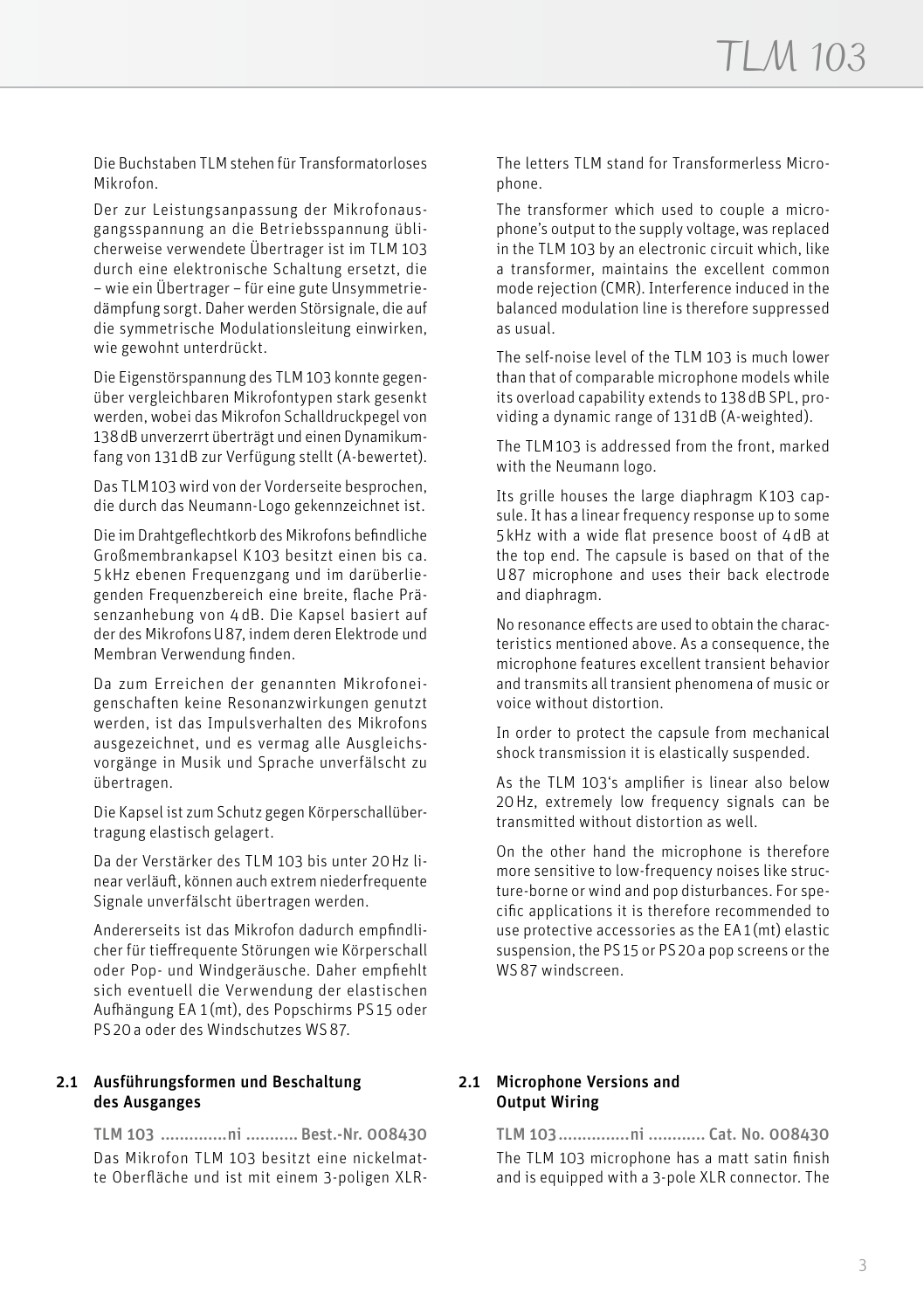Die Buchstaben TLM stehen für Transformatorloses Mikrofon.

Der zur Leistungsanpassung der Mikrofonausgangsspannung an die Betriebsspannung üblicherweise verwendete Übertrager ist im TLM 103 durch eine elektronische Schaltung ersetzt, die – wie ein Übertrager – für eine gute Unsymmetriedämpfung sorgt. Daher werden Störsignale, die auf die symmetrische Modulationsleitung einwirken, wie gewohnt unterdrückt.

Die Eigenstörspannung des TLM 103 konnte gegenüber vergleichbaren Mikrofontypen stark gesenkt werden, wobei das Mikrofon Schalldruckpegel von 138 dB unverzerrt überträgt und einen Dynamikumfang von 131 dB zur Verfügung stellt (A-bewertet).

Das TLM 103 wird von der Vorderseite besprochen, die durch das Neumann-Logo gekennzeichnet ist.

Die im Drahtgeflechtkorb des Mikrofons befindliche Großmembrankapsel K 103 besitzt einen bis ca. 5 kHz ebenen Frequenzgang und im darüberliegenden Frequenzbereich eine breite, flache Präsenzanhebung von 4 dB. Die Kapsel basiert auf der des Mikrofons U 87, indem deren Elektrode und Membran Verwendung finden.

Da zum Erreichen der genannten Mikrofoneigenschaften keine Resonanzwirkungen genutzt werden, ist das Impulsverhalten des Mikrofons ausgezeichnet, und es vermag alle Ausgleichsvorgänge in Musik und Sprache unverfälscht zu übertragen.

Die Kapsel ist zum Schutz gegen Körperschallübertragung elastisch gelagert.

Da der Verstärker des TLM 103 bis unter 20 Hz linear verläuft, können auch extrem niederfrequente Signale unverfälscht übertragen werden.

Andererseits ist das Mikrofon dadurch empfindlicher für tieffrequente Störungen wie Körperschall oder Pop- und Windgeräusche. Daher empfiehlt sich eventuell die Verwendung der elastischen Aufhängung EA 1 (mt), des Popschirms PS 15 oder PS 20 a oder des Windschutzes WS 87.

## 2.1 Ausführungsformen und Beschaltung des Ausganges

**TLM 103 ..............ni ........... Best.-Nr. 008430**

Das Mikrofon TLM 103 besitzt eine nickelmatte Oberfläche und ist mit einem 3-poligen XLR-

The letters TLM stand for Transformerless Microphone.

The transformer which used to couple a microphone's output to the supply voltage, was replaced in the TLM 103 by an electronic circuit which, like a transformer, maintains the excellent common mode rejection (CMR). Interference induced in the balanced modulation line is therefore suppressed as usual.

The self-noise level of the TLM 103 is much lower than that of comparable microphone models while its overload capability extends to 138 dB SPL, providing a dynamic range of 131 dB (A-weighted).

The TLM 103 is addressed from the front, marked with the Neumann logo.

Its grille houses the large diaphragm K 103 capsule. It has a linear frequency response up to some 5 kHz with a wide flat presence boost of 4 dB at the top end. The capsule is based on that of the U 87 microphone and uses their back electrode and diaphragm.

No resonance effects are used to obtain the characteristics mentioned above. As a consequence, the microphone features excellent transient behavior and transmits all transient phenomena of music or voice without distortion.

In order to protect the capsule from mechanical shock transmission it is elastically suspended.

As the TLM 103's amplifier is linear also below 20 Hz, extremely low frequency signals can be transmitted without distortion as well.

On the other hand the microphone is therefore more sensitive to low-frequency noises like structure-borne or wind and pop disturbances. For specific applications it is therefore recommended to use protective accessories as the EA 1 (mt) elastic suspension, the PS 15 or PS 20 a pop screens or the WS 87 windscreen.

## 2.1 Microphone Versions and Output Wiring

**TLM 103 ...............ni ............ Cat. No. 008430**

The TLM 103 microphone has a matt satin finish and is equipped with a 3-pole XLR connector. The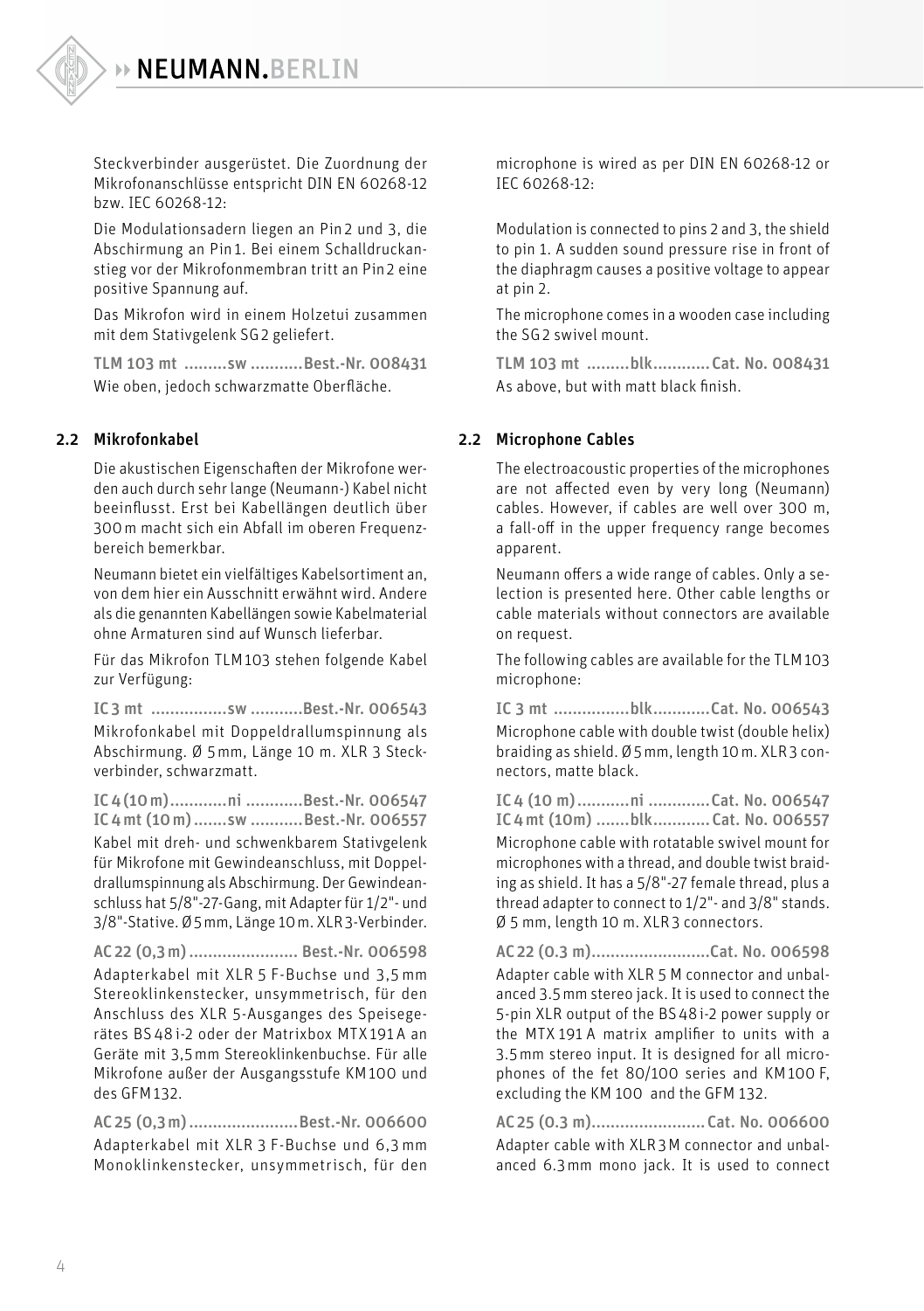Steckverbinder ausgerüstet. Die Zuordnung der Mikrofonanschlüsse entspricht DIN EN 60268-12 bzw. IEC 60268-12:

Die Modulationsadern liegen an Pin 2 und 3, die Abschirmung an Pin 1. Bei einem Schalldruckanstieg vor der Mikrofonmembran tritt an Pin 2 eine positive Spannung auf.

Das Mikrofon wird in einem Holzetui zusammen mit dem Stativgelenk SG 2 geliefert.

**TLM 103 mt .........sw ...........Best.-Nr. 008431**
Wie oben, jedoch schwarzmatte Oberfläche.

## 2.2 Mikrofonkabel

Die akustischen Eigenschaften der Mikrofone werden auch durch sehr lange (Neumann-) Kabel nicht beeinflusst. Erst bei Kabellängen deutlich über 300 m macht sich ein Abfall im oberen Frequenzbereich bemerkbar.

Neumann bietet ein vielfältiges Kabelsortiment an, von dem hier ein Ausschnitt erwähnt wird. Andere als die genannten Kabellängen sowie Kabelmaterial ohne Armaturen sind auf Wunsch lieferbar.

Für das Mikrofon TLM 103 stehen folgende Kabel zur Verfügung:

**IC 3 mt ................sw ...........Best.-Nr. 006543**
Mikrofonkabel mit Doppeldrallumspinnung als Abschirmung. Ø 5 mm, Länge 10 m. XLR 3 Steckverbinder, schwarzmatt.

**IC 4 (10 m)............ni ............Best.-Nr. 006547**
**IC 4 mt (10 m).......sw ...........Best.-Nr. 006557**
Kabel mit dreh- und schwenkbarem Stativgelenk für Mikrofone mit Gewindeanschluss, mit Doppeldrallumspinnung als Abschirmung. Der Gewindeanschluss hat 5/8"-27-Gang, mit Adapter für 1/2"- und 3/8"-Stative. Ø 5 mm, Länge 10 m. XLR 3-Verbinder.

**AC 22 (0,3 m)....................... Best.-Nr. 006598**
Adapterkabel mit XLR 5 F-Buchse und 3,5 mm Stereoklinkenstecker, unsymmetrisch, für den Anschluss des XLR 5-Ausganges des Speisegerätes BS 48 i-2 oder der Matrixbox MTX 191 A an Geräte mit 3,5 mm Stereoklinkenbuchse. Für alle Mikrofone außer der Ausgangsstufe KM 100 und des GFM 132.

**AC 25 (0,3 m).......................Best.-Nr. 006600**
Adapterkabel mit XLR 3 F-Buchse und 6,3 mm Monoklinkenstecker, unsymmetrisch, für den

microphone is wired as per DIN EN 60268-12 or IEC 60268-12:

Modulation is connected to pins 2 and 3, the shield to pin 1. A sudden sound pressure rise in front of the diaphragm causes a positive voltage to appear at pin 2.

The microphone comes in a wooden case including the SG 2 swivel mount.

**TLM 103 mt .........blk............Cat. No. 008431**
As above, but with matt black finish.

## 2.2 Microphone Cables

The electroacoustic properties of the microphones are not affected even by very long (Neumann) cables. However, if cables are well over 300 m, a fall-off in the upper frequency range becomes apparent.

Neumann offers a wide range of cables. Only a selection is presented here. Other cable lengths or cable materials without connectors are available on request.

The following cables are available for the TLM 103 microphone:

**IC 3 mt ................blk............Cat. No. 006543**
Microphone cable with double twist (double helix) braiding as shield. Ø 5 mm, length 10 m. XLR 3 connectors, matte black.

**IC 4 (10 m)...........ni .............Cat. No. 006547**
**IC 4 mt (10m) .......blk............Cat. No. 006557**
Microphone cable with rotatable swivel mount for microphones with a thread, and double twist braiding as shield. It has a 5/8"-27 female thread, plus a thread adapter to connect to 1/2"- and 3/8" stands. Ø 5 mm, length 10 m. XLR 3 connectors.

**AC 22 (0.3 m).........................Cat. No. 006598**
Adapter cable with XLR 5 M connector and unbalanced 3.5 mm stereo jack. It is used to connect the 5-pin XLR output of the BS 48 i-2 power supply or the MTX 191 A matrix amplifier to units with a 3.5 mm stereo input. It is designed for all microphones of the fet 80/100 series and KM 100 F, excluding the KM 100 and the GFM 132.

**AC 25 (0.3 m)........................Cat. No. 006600**
Adapter cable with XLR 3 M connector and unbalanced 6.3 mm mono jack. It is used to connect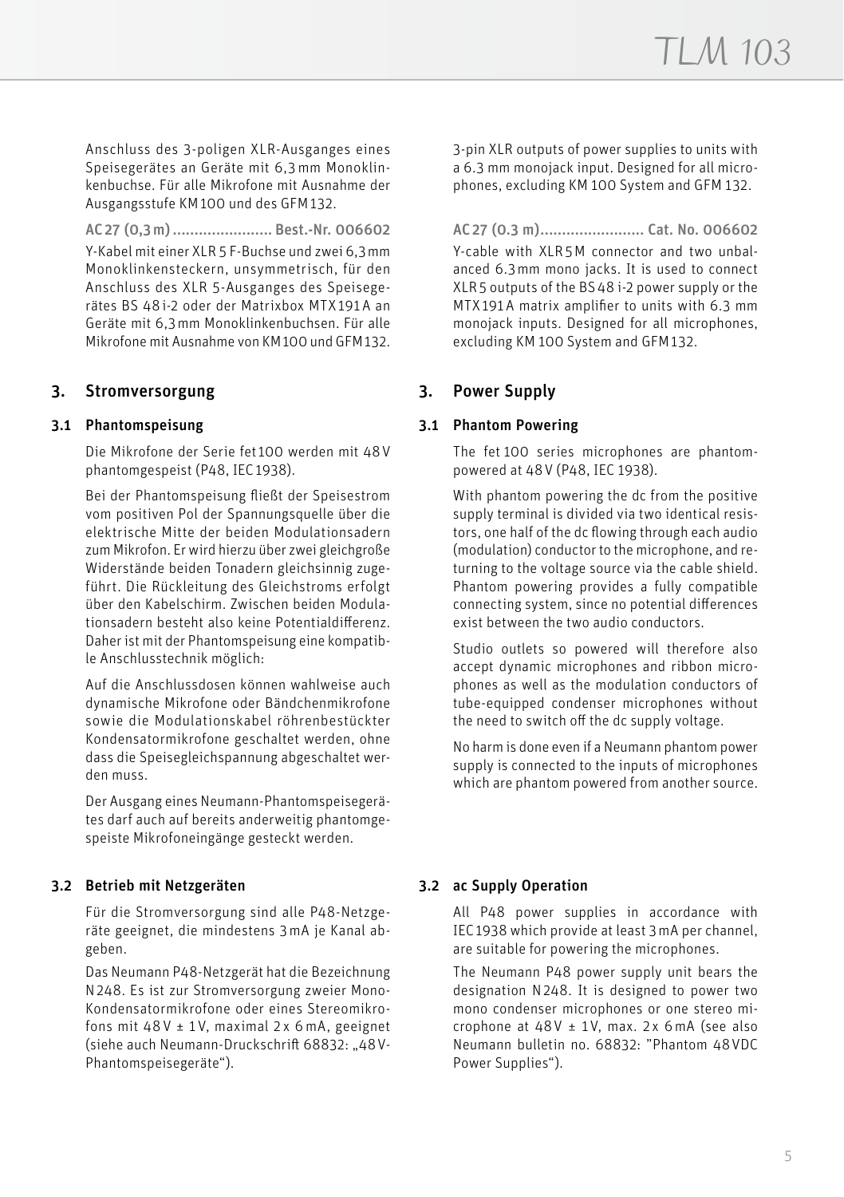Anschluss des 3-poligen XLR-Ausganges eines Speisegerätes an Geräte mit 6,3 mm Monoklinkenbuchse. Für alle Mikrofone mit Ausnahme der Ausgangsstufe KM 100 und des GFM 132.

**AC 27 (0,3 m) ....................... Best.-Nr. 006602**

Y-Kabel mit einer XLR 5 F-Buchse und zwei 6,3 mm Monoklinkensteckern, unsymmetrisch, für den Anschluss des XLR 5-Ausganges des Speisegerätes BS 48 i-2 oder der Matrixbox MTX 191 A an Geräte mit 6,3 mm Monoklinkenbuchsen. Für alle Mikrofone mit Ausnahme von KM 100 und GFM 132.

## 3. Stromversorgung

### 3.1 Phantomspeisung

Die Mikrofone der Serie fet 100 werden mit 48 V phantomgespeist (P48, IEC 1938).

Bei der Phantomspeisung fließt der Speisestrom vom positiven Pol der Spannungsquelle über die elektrische Mitte der beiden Modulationsadern zum Mikrofon. Er wird hierzu über zwei gleichgroße Widerstände beiden Tonadern gleichsinnig zugeführt. Die Rückleitung des Gleichstroms erfolgt über den Kabelschirm. Zwischen beiden Modulationsadern besteht also keine Potentialdifferenz. Daher ist mit der Phantomspeisung eine kompatible Anschlusstechnik möglich:

Auf die Anschlussdosen können wahlweise auch dynamische Mikrofone oder Bändchenmikrofone sowie die Modulationskabel röhrenbestückter Kondensatormikrofone geschaltet werden, ohne dass die Speisegleichspannung abgeschaltet werden muss.

Der Ausgang eines Neumann-Phantomspeisegerätes darf auch auf bereits anderweitig phantomgespeiste Mikrofoneingänge gesteckt werden.

### 3.2 Betrieb mit Netzgeräten

Für die Stromversorgung sind alle P48-Netzgeräte geeignet, die mindestens 3 mA je Kanal abgeben.

Das Neumann P48-Netzgerät hat die Bezeichnung N 248. Es ist zur Stromversorgung zweier Mono-Kondensatormikrofone oder eines Stereomikrofons mit 48 V ± 1 V, maximal 2 x 6 mA, geeignet (siehe auch Neumann-Druckschrift 68832: „48 V-Phantomspeisegeräte").

3-pin XLR outputs of power supplies to units with a 6.3 mm monojack input. Designed for all microphones, excluding KM 100 System and GFM 132.

**AC 27 (0.3 m)........................ Cat. No. 006602**

Y-cable with XLR 5 M connector and two unbalanced 6.3 mm mono jacks. It is used to connect XLR 5 outputs of the BS 48 i-2 power supply or the MTX 191 A matrix amplifier to units with 6.3 mm monojack inputs. Designed for all microphones, excluding KM 100 System and GFM 132.

## 3. Power Supply

### 3.1 Phantom Powering

The fet 100 series microphones are phantom-powered at 48 V (P48, IEC 1938).

With phantom powering the dc from the positive supply terminal is divided via two identical resistors, one half of the dc flowing through each audio (modulation) conductor to the microphone, and returning to the voltage source via the cable shield. Phantom powering provides a fully compatible connecting system, since no potential differences exist between the two audio conductors.

Studio outlets so powered will therefore also accept dynamic microphones and ribbon microphones as well as the modulation conductors of tube-equipped condenser microphones without the need to switch off the dc supply voltage.

No harm is done even if a Neumann phantom power supply is connected to the inputs of microphones which are phantom powered from another source.

### 3.2 ac Supply Operation

All P48 power supplies in accordance with IEC 1938 which provide at least 3 mA per channel, are suitable for powering the microphones.

The Neumann P48 power supply unit bears the designation N 248. It is designed to power two mono condenser microphones or one stereo microphone at 48 V ± 1 V, max. 2 x 6 mA (see also Neumann bulletin no. 68832: "Phantom 48 VDC Power Supplies").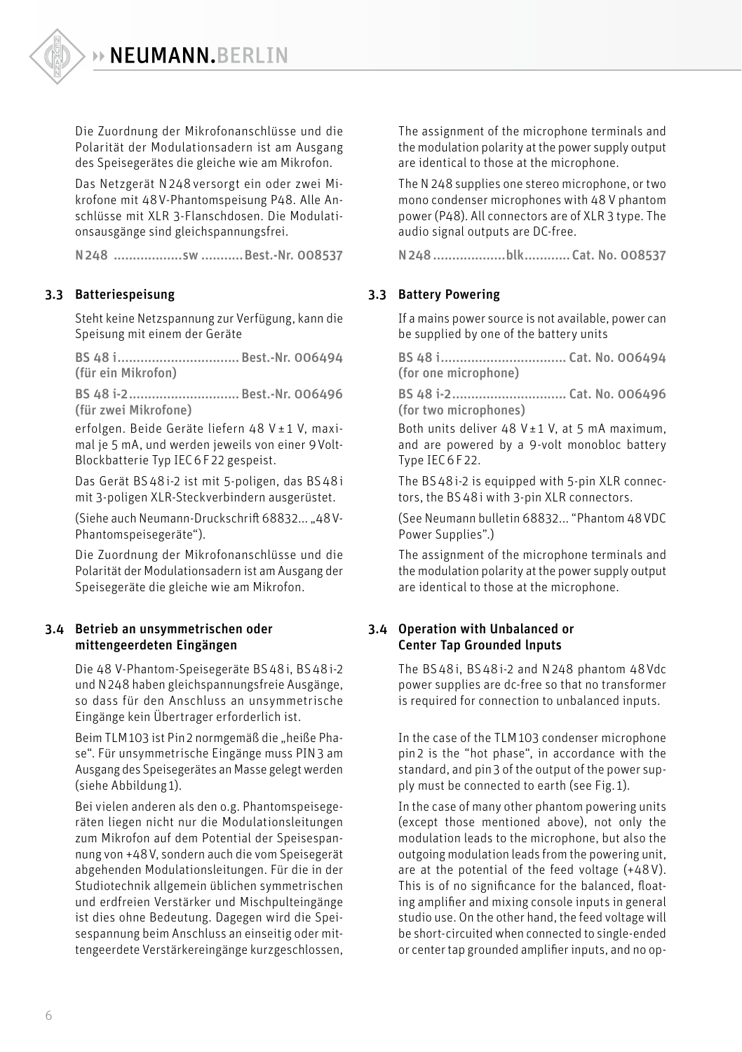Die Zuordnung der Mikrofonanschlüsse und die Polarität der Modulationsadern ist am Ausgang des Speisegerätes die gleiche wie am Mikrofon.

Das Netzgerät N 248 versorgt ein oder zwei Mikrofone mit 48 V-Phantomspeisung P48. Alle Anschlüsse mit XLR 3-Flanschdosen. Die Modulationsausgänge sind gleichspannungsfrei.

N 248 ..................sw ...........Best.-Nr. 008537

## 3.3 Batteriespeisung

Steht keine Netzspannung zur Verfügung, kann die Speisung mit einem der Geräte

BS 48 i................................ Best.-Nr. 006494
(für ein Mikrofon)

BS 48 i-2............................ Best.-Nr. 006496
(für zwei Mikrofone)

erfolgen. Beide Geräte liefern 48 V ± 1 V, maximal je 5 mA, und werden jeweils von einer 9 Volt-Blockbatterie Typ IEC 6 F 22 gespeist.

Das Gerät BS 48 i-2 ist mit 5-poligen, das BS 48 i mit 3-poligen XLR-Steckverbindern ausgerüstet.

(Siehe auch Neumann-Druckschrift 68832... „48 V-Phantomspeisegeräte").

Die Zuordnung der Mikrofonanschlüsse und die Polarität der Modulationsadern ist am Ausgang der Speisegeräte die gleiche wie am Mikrofon.

## 3.4 Betrieb an unsymmetrischen oder mittengeerdeten Eingängen

Die 48 V-Phantom-Speisegeräte BS 48 i, BS 48 i-2 und N 248 haben gleichspannungsfreie Ausgänge, so dass für den Anschluss an unsymmetrische Eingänge kein Übertrager erforderlich ist.

Beim TLM 103 ist Pin 2 normgemäß die „heiße Phase". Für unsymmetrische Eingänge muss PIN 3 am Ausgang des Speisegerätes an Masse gelegt werden (siehe Abbildung 1).

Bei vielen anderen als den o.g. Phantomspeisegeräten liegen nicht nur die Modulationsleitungen zum Mikrofon auf dem Potential der Speisespannung von +48 V, sondern auch die vom Speisegerät abgehenden Modulationsleitungen. Für die in der Studiotechnik allgemein üblichen symmetrischen und erdfreien Verstärker und Mischpulteingänge ist dies ohne Bedeutung. Dagegen wird die Speisespannung beim Anschluss an einseitig oder mittengeerdete Verstärkereingänge kurzgeschlossen,

The assignment of the microphone terminals and the modulation polarity at the power supply output are identical to those at the microphone.

The N 248 supplies one stereo microphone, or two mono condenser microphones with 48 V phantom power (P48). All connectors are of XLR 3 type. The audio signal outputs are DC-free.

N 248 ...................blk............ Cat. No. 008537

## 3.3 Battery Powering

If a mains power source is not available, power can be supplied by one of the battery units

BS 48 i................................. Cat. No. 006494
(for one microphone)

BS 48 i-2............................. Cat. No. 006496
(for two microphones)

Both units deliver 48 V ± 1 V, at 5 mA maximum, and are powered by a 9-volt monobloc battery Type IEC 6 F 22.

The BS 48 i-2 is equipped with 5-pin XLR connectors, the BS 48 i with 3-pin XLR connectors.

(See Neumann bulletin 68832... "Phantom 48 VDC Power Supplies".)

The assignment of the microphone terminals and the modulation polarity at the power supply output are identical to those at the microphone.

## 3.4 Operation with Unbalanced or Center Tap Grounded Inputs

The BS 48 i, BS 48 i-2 and N 248 phantom 48 Vdc power supplies are dc-free so that no transformer is required for connection to unbalanced inputs.

In the case of the TLM 103 condenser microphone pin 2 is the "hot phase", in accordance with the standard, and pin 3 of the output of the power supply must be connected to earth (see Fig. 1).

In the case of many other phantom powering units (except those mentioned above), not only the modulation leads to the microphone, but also the outgoing modulation leads from the powering unit, are at the potential of the feed voltage (+48 V). This is of no significance for the balanced, floating amplifier and mixing console inputs in general studio use. On the other hand, the feed voltage will be short-circuited when connected to single-ended or center tap grounded amplifier inputs, and no op-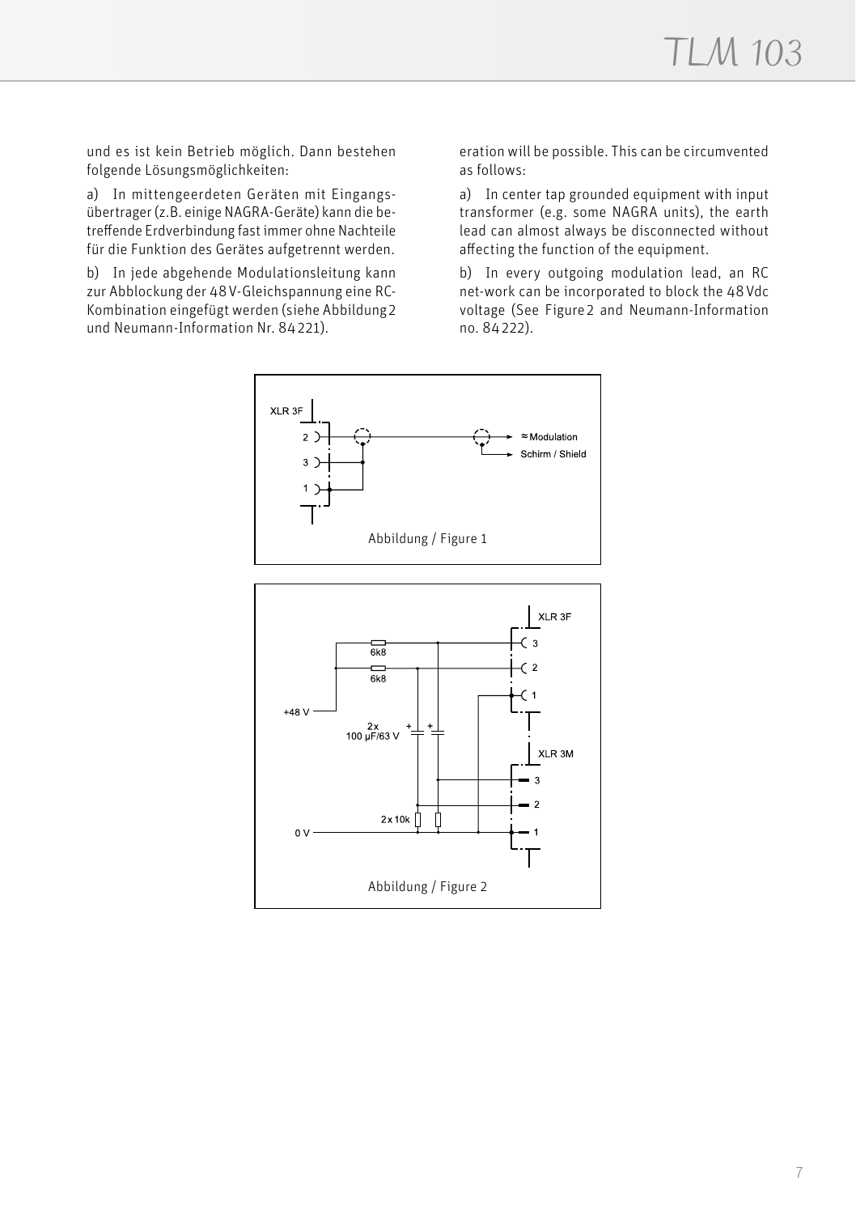und es ist kein Betrieb möglich. Dann bestehen folgende Lösungsmöglichkeiten:

a) In mittengeerdeten Geräten mit Eingangsübertrager (z.B. einige NAGRA-Geräte) kann die betreffende Erdverbindung fast immer ohne Nachteile für die Funktion des Gerätes aufgetrennt werden.

b) In jede abgehende Modulationsleitung kann zur Abblockung der 48 V-Gleichspannung eine RC-Kombination eingefügt werden (siehe Abbildung 2 und Neumann-Information Nr. 84 221).

eration will be possible. This can be circumvented as follows:

a) In center tap grounded equipment with input transformer (e.g. some NAGRA units), the earth lead can almost always be disconnected without affecting the function of the equipment.

b) In every outgoing modulation lead, an RC net-work can be incorporated to block the 48 Vdc voltage (See Figure 2 and Neumann-Information no. 84 222).

XLR 3F
2
3
1
≈ Modulation
Schirm / Shield

Abbildung / Figure 1

XLR 3F
3
2
1
6k8
6k8
+48 V
2x
100 µF/63 V
XLR 3M
3
2
1
2 x 10k
0 V

Abbildung / Figure 2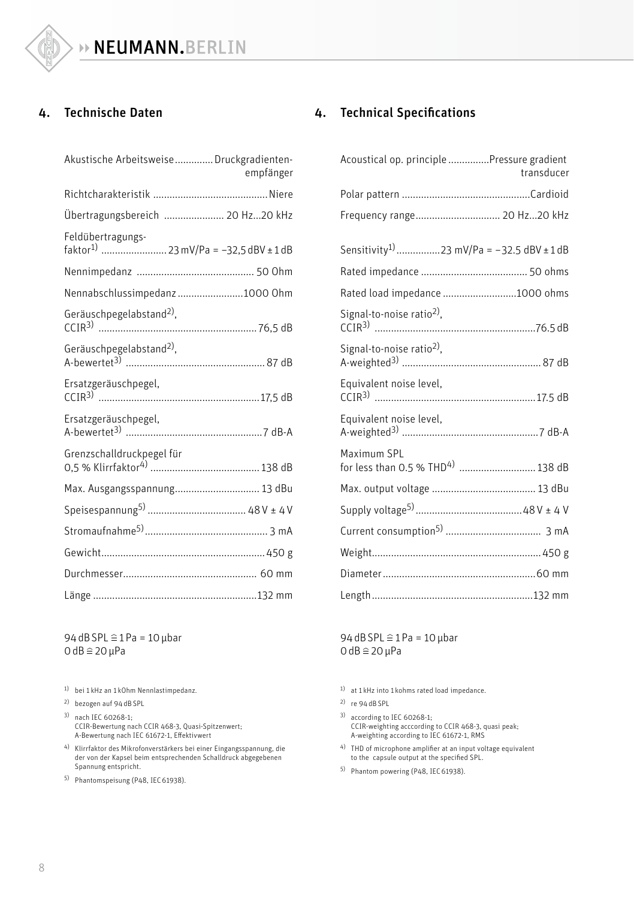## 4. Technische Daten

| | |
|---|---|
| Akustische Arbeitsweise | Druckgradienten-empfänger |
| Richtcharakteristik | Niere |
| Übertragungsbereich | 20 Hz...20 kHz |
| Feldübertragungs-faktor[1] | 23 mV/Pa = −32,5 dBV ± 1 dB |
| Nennimpedanz | 50 Ohm |
| Nennabschlussimpedanz | 1000 Ohm |
| Geräuschpegelabstand[2], CCIR[3] | 76,5 dB |
| Geräuschpegelabstand[2], A-bewertet[3] | 87 dB |
| Ersatzgeräuschpegel, CCIR[3] | 17,5 dB |
| Ersatzgeräuschpegel, A-bewertet[3] | 7 dB-A |
| Grenzschalldruckpegel für 0,5 % Klirrfaktor[4] | 138 dB |
| Max. Ausgangsspannung | 13 dBu |
| Speisespannung[5] | 48 V ± 4 V |
| Stromaufnahme[5] | 3 mA |
| Gewicht | 450 g |
| Durchmesser | 60 mm |
| Länge | 132 mm |

94 dB SPL ≙ 1 Pa = 10 µbar
0 dB ≙ 20 µPa

[1] bei 1 kHz an 1 kOhm Nennlastimpedanz.

[2] bezogen auf 94 dB SPL

[3] nach IEC 60268-1;
CCIR-Bewertung nach CCIR 468-3, Quasi-Spitzenwert;
A-Bewertung nach IEC 61672-1, Effektivwert

[4] Klirrfaktor des Mikrofonverstärkers bei einer Eingangsspannung, die der von der Kapsel beim entsprechenden Schalldruck abgegebenen Spannung entspricht.

[5] Phantomspeisung (P48, IEC 61938).

## 4. Technical Specifications

| | |
|---|---|
| Acoustical op. principle | Pressure gradient transducer |
| Polar pattern | Cardioid |
| Frequency range | 20 Hz...20 kHz |
| Sensitivity[1] | 23 mV/Pa = −32.5 dBV ± 1 dB |
| Rated impedance | 50 ohms |
| Rated load impedance | 1000 ohms |
| Signal-to-noise ratio[2], CCIR[3] | 76.5 dB |
| Signal-to-noise ratio[2], A-weighted[3] | 87 dB |
| Equivalent noise level, CCIR[3] | 17.5 dB |
| Equivalent noise level, A-weighted[3] | 7 dB-A |
| Maximum SPL for less than 0.5 % THD[4] | 138 dB |
| Max. output voltage | 13 dBu |
| Supply voltage[5] | 48 V ± 4 V |
| Current consumption[5] | 3 mA |
| Weight | 450 g |
| Diameter | 60 mm |
| Length | 132 mm |

94 dB SPL ≙ 1 Pa = 10 µbar
0 dB ≙ 20 µPa

[1] at 1 kHz into 1 kohms rated load impedance.

[2] re 94 dB SPL

[3] according to IEC 60268-1;
CCIR-weighting acccording to CCIR 468-3, quasi peak;
A-weighting according to IEC 61672-1, RMS

[4] THD of microphone amplifier at an input voltage equivalent to the capsule output at the specified SPL.

[5] Phantom powering (P48, IEC 61938).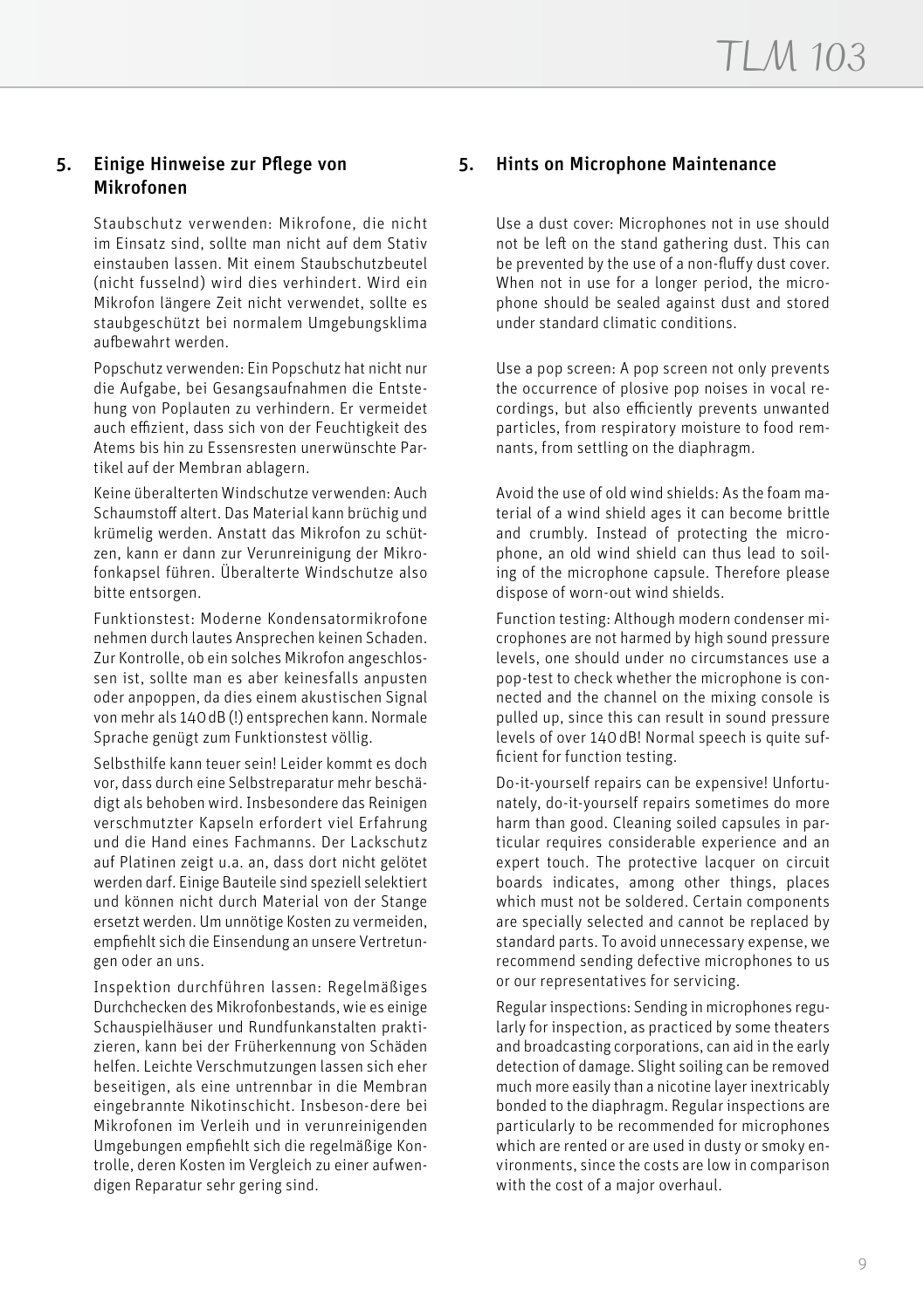## 5. Einige Hinweise zur Pflege von Mikrofonen

Staubschutz verwenden: Mikrofone, die nicht im Einsatz sind, sollte man nicht auf dem Stativ einstauben lassen. Mit einem Staubschutzbeutel (nicht fusselnd) wird dies verhindert. Wird ein Mikrofon längere Zeit nicht verwendet, sollte es staubgeschützt bei normalem Umgebungsklima aufbewahrt werden.

Popschutz verwenden: Ein Popschutz hat nicht nur die Aufgabe, bei Gesangsaufnahmen die Entstehung von Poplauten zu verhindern. Er vermeidet auch effizient, dass sich von der Feuchtigkeit des Atems bis hin zu Essensresten unerwünschte Partikel auf der Membran ablagern.

Keine überalterten Windschutze verwenden: Auch Schaumstoff altert. Das Material kann brüchig und krümelig werden. Anstatt das Mikrofon zu schützen, kann er dann zur Verunreinigung der Mikrofonkapsel führen. Überalterte Windschutze also bitte entsorgen.

Funktionstest: Moderne Kondensatormikrofone nehmen durch lautes Ansprechen keinen Schaden. Zur Kontrolle, ob ein solches Mikrofon angeschlossen ist, sollte man es aber keinesfalls anpusten oder anpoppen, da dies einem akustischen Signal von mehr als 140 dB (!) entsprechen kann. Normale Sprache genügt zum Funktionstest völlig.

Selbsthilfe kann teuer sein! Leider kommt es doch vor, dass durch eine Selbstreparatur mehr beschädigt als behoben wird. Insbesondere das Reinigen verschmutzter Kapseln erfordert viel Erfahrung und die Hand eines Fachmanns. Der Lackschutz auf Platinen zeigt u.a. an, dass dort nicht gelötet werden darf. Einige Bauteile sind speziell selektiert und können nicht durch Material von der Stange ersetzt werden. Um unnötige Kosten zu vermeiden, empfiehlt sich die Einsendung an unsere Vertretungen oder an uns.

Inspektion durchführen lassen: Regelmäßiges Durchchecken des Mikrofonbestands, wie es einige Schauspielhäuser und Rundfunkanstalten praktizieren, kann bei der Früherkennung von Schäden helfen. Leichte Verschmutzungen lassen sich eher beseitigen, als eine untrennbar in die Membran eingebrannte Nikotinschicht. Insbeson-dere bei Mikrofonen im Verleih und in verunreinigenden Umgebungen empfiehlt sich die regelmäßige Kontrolle, deren Kosten im Vergleich zu einer aufwendigen Reparatur sehr gering sind.

## 5. Hints on Microphone Maintenance

Use a dust cover: Microphones not in use should not be left on the stand gathering dust. This can be prevented by the use of a non-fluffy dust cover. When not in use for a longer period, the microphone should be sealed against dust and stored under standard climatic conditions.

Use a pop screen: A pop screen not only prevents the occurrence of plosive pop noises in vocal recordings, but also efficiently prevents unwanted particles, from respiratory moisture to food remnants, from settling on the diaphragm.

Avoid the use of old wind shields: As the foam material of a wind shield ages it can become brittle and crumbly. Instead of protecting the microphone, an old wind shield can thus lead to soiling of the microphone capsule. Therefore please dispose of worn-out wind shields.

Function testing: Although modern condenser microphones are not harmed by high sound pressure levels, one should under no circumstances use a pop-test to check whether the microphone is connected and the channel on the mixing console is pulled up, since this can result in sound pressure levels of over 140 dB! Normal speech is quite sufficient for function testing.

Do-it-yourself repairs can be expensive! Unfortunately, do-it-yourself repairs sometimes do more harm than good. Cleaning soiled capsules in particular requires considerable experience and an expert touch. The protective lacquer on circuit boards indicates, among other things, places which must not be soldered. Certain components are specially selected and cannot be replaced by standard parts. To avoid unnecessary expense, we recommend sending defective microphones to us or our representatives for servicing.

Regular inspections: Sending in microphones regularly for inspection, as practiced by some theaters and broadcasting corporations, can aid in the early detection of damage. Slight soiling can be removed much more easily than a nicotine layer inextricably bonded to the diaphragm. Regular inspections are particularly to be recommended for microphones which are rented or are used in dusty or smoky environments, since the costs are low in comparison with the cost of a major overhaul.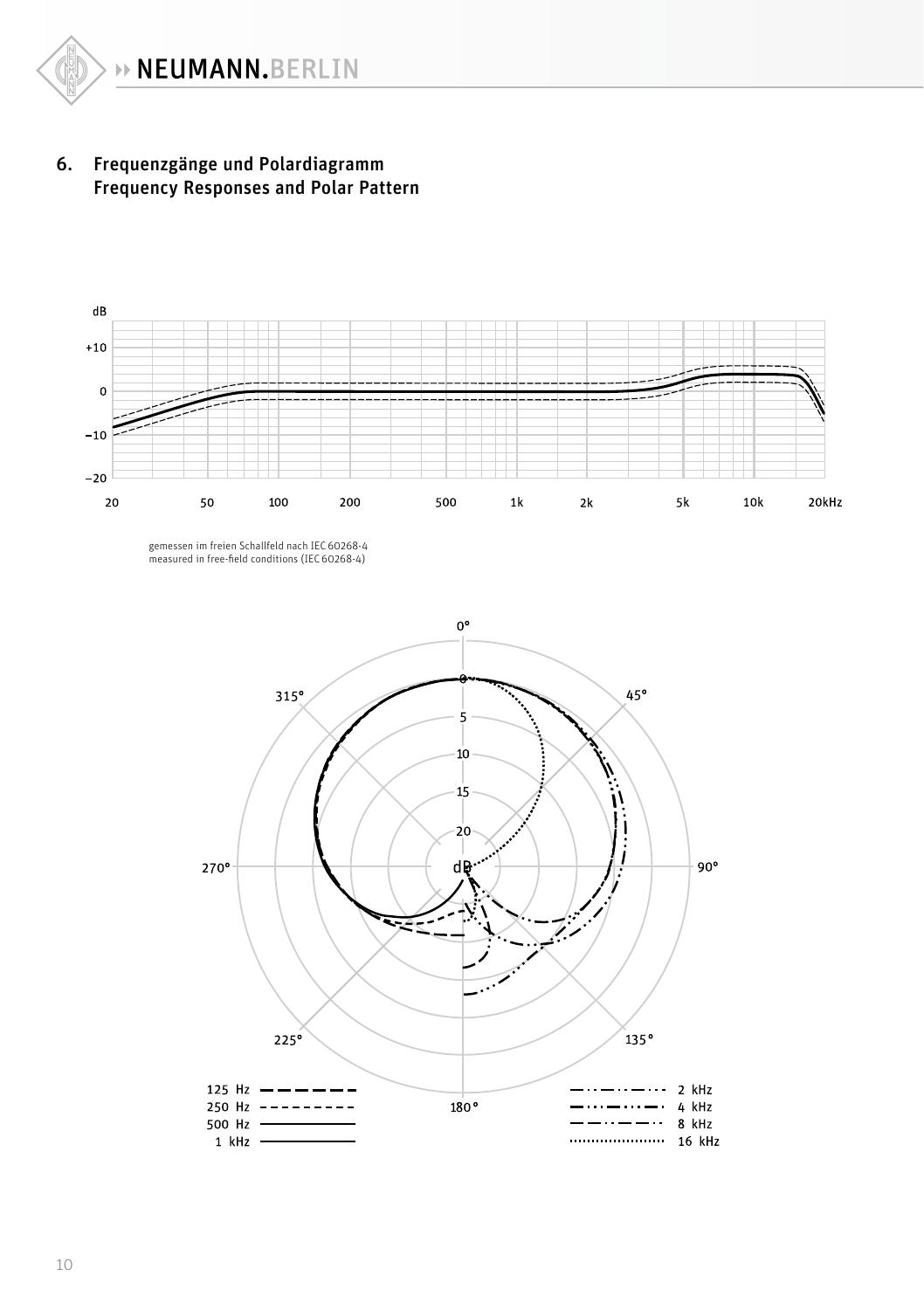## 6. Frequenzgänge und Polardiagramm
## Frequency Responses and Polar Pattern

gemessen im freien Schallfeld nach IEC 60268-4
measured in free-field conditions (IEC 60268-4)

125 Hz
250 Hz
500 Hz
1 kHz
2 kHz
4 kHz
8 kHz
16 kHz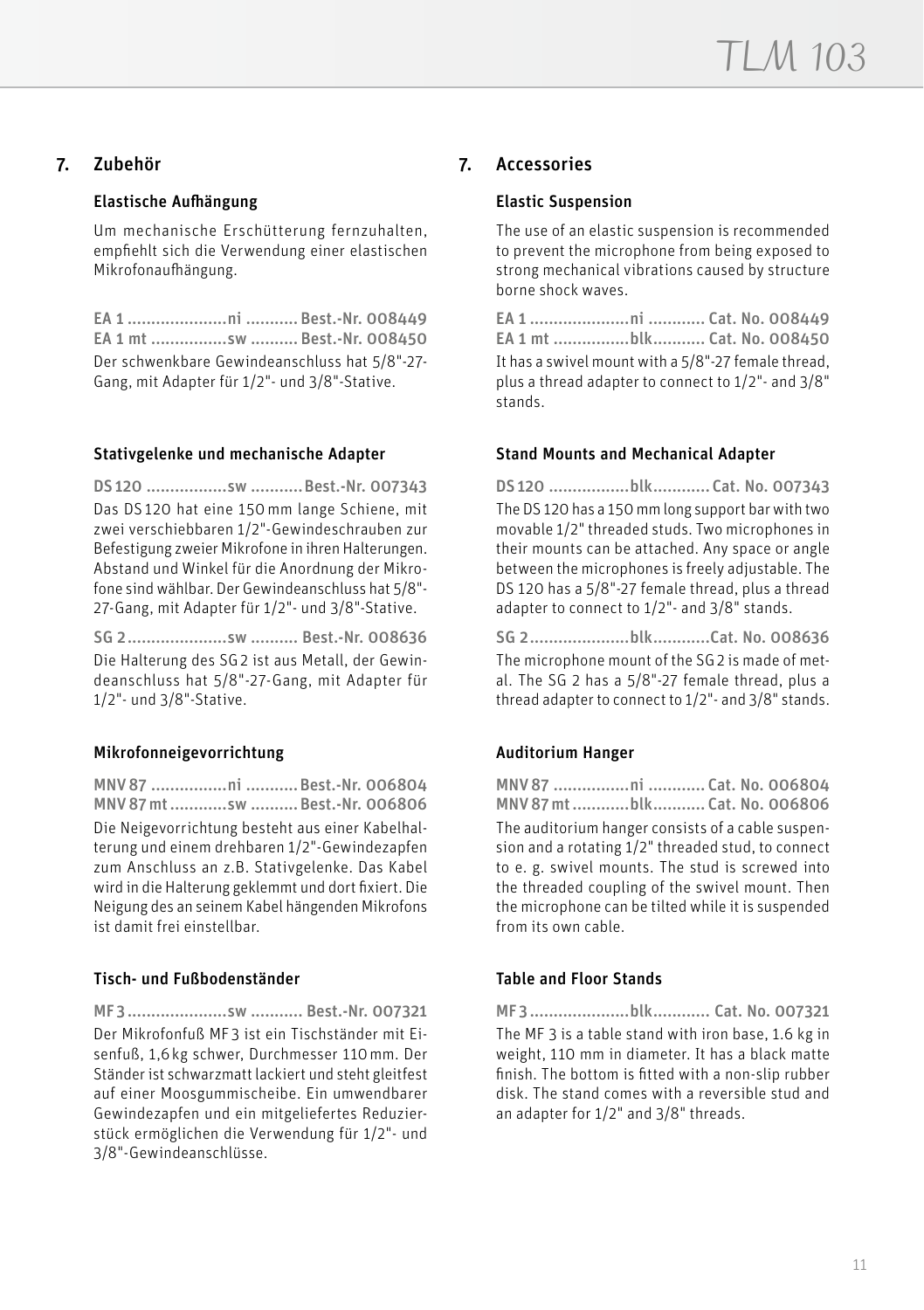## 7. Zubehör

### Elastische Aufhängung

Um mechanische Erschütterung fernzuhalten, empfiehlt sich die Verwendung einer elastischen Mikrofonaufhängung.

**EA 1 .....................ni ........... Best.-Nr. 008449**
**EA 1 mt ................sw .......... Best.-Nr. 008450**

Der schwenkbare Gewindeanschluss hat 5/8"-27-Gang, mit Adapter für 1/2"- und 3/8"-Stative.

### Stativgelenke und mechanische Adapter

**DS 120 .................sw ........... Best.-Nr. 007343**

Das DS 120 hat eine 150 mm lange Schiene, mit zwei verschiebbaren 1/2"-Gewindeschrauben zur Befestigung zweier Mikrofone in ihren Halterungen. Abstand und Winkel für die Anordnung der Mikrofone sind wählbar. Der Gewindeanschluss hat 5/8"-27-Gang, mit Adapter für 1/2"- und 3/8"-Stative.

**SG 2.....................sw .......... Best.-Nr. 008636**

Die Halterung des SG 2 ist aus Metall, der Gewindeanschluss hat 5/8"-27-Gang, mit Adapter für 1/2"- und 3/8"-Stative.

### Mikrofonneigevorrichtung

**MNV 87 ................ni ........... Best.-Nr. 006804**
**MNV 87 mt ............sw .......... Best.-Nr. 006806**

Die Neigevorrichtung besteht aus einer Kabelhalterung und einem drehbaren 1/2"-Gewindezapfen zum Anschluss an z.B. Stativgelenke. Das Kabel wird in die Halterung geklemmt und dort fixiert. Die Neigung des an seinem Kabel hängenden Mikrofons ist damit frei einstellbar.

### Tisch- und Fußbodenständer

**MF 3 .....................sw ........... Best.-Nr. 007321**

Der Mikrofonfuß MF 3 ist ein Tischständer mit Eisenfuß, 1,6 kg schwer, Durchmesser 110 mm. Der Ständer ist schwarzmatt lackiert und steht gleitfest auf einer Moosgummischeibe. Ein umwendbarer Gewindezapfen und ein mitgeliefertes Reduzierstück ermöglichen die Verwendung für 1/2"- und 3/8"-Gewindeanschlüsse.

## 7. Accessories

### Elastic Suspension

The use of an elastic suspension is recommended to prevent the microphone from being exposed to strong mechanical vibrations caused by structure borne shock waves.

**EA 1 .....................ni ............ Cat. No. 008449**
**EA 1 mt ................blk........... Cat. No. 008450**

It has a swivel mount with a 5/8"-27 female thread, plus a thread adapter to connect to 1/2"- and 3/8" stands.

### Stand Mounts and Mechanical Adapter

**DS 120 .................blk............ Cat. No. 007343**

The DS 120 has a 150 mm long support bar with two movable 1/2" threaded studs. Two microphones in their mounts can be attached. Any space or angle between the microphones is freely adjustable. The DS 120 has a 5/8"-27 female thread, plus a thread adapter to connect to 1/2"- and 3/8" stands.

**SG 2.....................blk............Cat. No. 008636**

The microphone mount of the SG 2 is made of metal. The SG 2 has a 5/8"-27 female thread, plus a thread adapter to connect to 1/2"- and 3/8" stands.

### Auditorium Hanger

**MNV 87 ................ni ............ Cat. No. 006804**
**MNV 87 mt ............blk........... Cat. No. 006806**

The auditorium hanger consists of a cable suspension and a rotating 1/2" threaded stud, to connect to e. g. swivel mounts. The stud is screwed into the threaded coupling of the swivel mount. Then the microphone can be tilted while it is suspended from its own cable.

### Table and Floor Stands

**MF 3 .....................blk............ Cat. No. 007321**

The MF 3 is a table stand with iron base, 1.6 kg in weight, 110 mm in diameter. It has a black matte finish. The bottom is fitted with a non-slip rubber disk. The stand comes with a reversible stud and an adapter for 1/2" and 3/8" threads.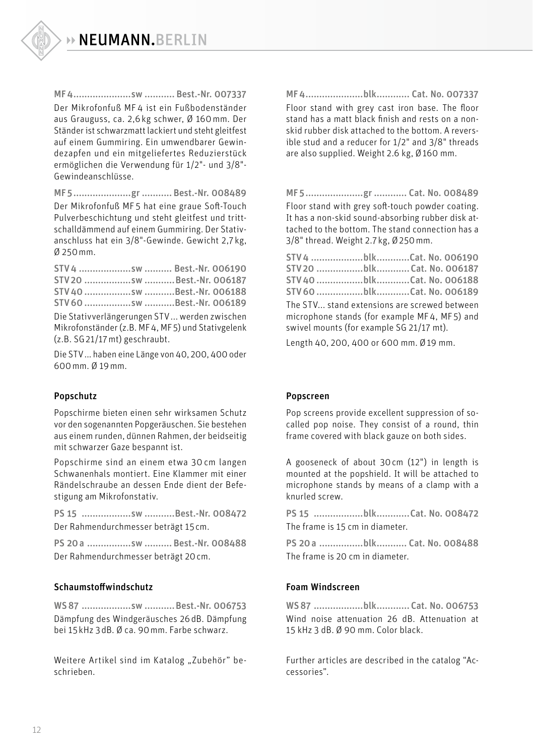**MF 4.....................sw ........... Best.-Nr. 007337**

Der Mikrofonfuß MF 4 ist ein Fußbodenständer aus Grauguss, ca. 2,6 kg schwer, Ø 160 mm. Der Ständer ist schwarzmatt lackiert und steht gleitfest auf einem Gummiring. Ein umwendbarer Gewindezapfen und ein mitgeliefertes Reduzierstück ermöglichen die Verwendung für 1/2"- und 3/8"-Gewindeanschlüsse.

**MF 5.....................gr ........... Best.-Nr. 008489**

Der Mikrofonfuß MF 5 hat eine graue Soft-Touch Pulverbeschichtung und steht gleitfest und trittschalldämmend auf einem Gummiring. Der Stativanschluss hat ein 3/8"-Gewinde. Gewicht 2,7 kg, Ø 250 mm.

**STV 4 ...................sw .......... Best.-Nr. 006190**
**STV 20 .................sw ...........Best.-Nr. 006187**
**STV 40 .................sw ...........Best.-Nr. 006188**
**STV 60 .................sw ...........Best.-Nr. 006189**

Die Stativverlängerungen STV... werden zwischen Mikrofonständer (z.B. MF 4, MF 5) und Stativgelenk (z.B. SG 21/17 mt) geschraubt.

Die STV... haben eine Länge von 40, 200, 400 oder 600 mm. Ø 19 mm.

### Popschutz

Popschirme bieten einen sehr wirksamen Schutz vor den sogenannten Popgeräuschen. Sie bestehen aus einem runden, dünnen Rahmen, der beidseitig mit schwarzer Gaze bespannt ist.

Popschirme sind an einem etwa 30 cm langen Schwanenhals montiert. Eine Klammer mit einer Rändelschraube an dessen Ende dient der Befestigung am Mikrofonstativ.

**PS 15 ..................sw ...........Best.-Nr. 008472**

Der Rahmendurchmesser beträgt 15 cm.

**PS 20 a ................sw .......... Best.-Nr. 008488**

Der Rahmendurchmesser beträgt 20 cm.

### Schaumstoffwindschutz

**WS 87 ..................sw ...........Best.-Nr. 006753**

Dämpfung des Windgeräusches 26 dB. Dämpfung bei 15 kHz 3 dB. Ø ca. 90 mm. Farbe schwarz.

Weitere Artikel sind im Katalog „Zubehör" beschrieben.

**MF 4.....................blk............ Cat. No. 007337**

Floor stand with grey cast iron base. The floor stand has a matt black finish and rests on a non-skid rubber disk attached to the bottom. A reversible stud and a reducer for 1/2" and 3/8" threads are also supplied. Weight 2.6 kg, Ø 160 mm.

**MF 5.....................gr ............ Cat. No. 008489**

Floor stand with grey soft-touch powder coating. It has a non-skid sound-absorbing rubber disk attached to the bottom. The stand connection has a 3/8" thread. Weight 2.7 kg, Ø 250 mm.

**STV 4 ...................blk............Cat. No. 006190**
**STV 20 .................blk............Cat. No. 006187**
**STV 40 .................blk............Cat. No. 006188**
**STV 60 .................blk............Cat. No. 006189**

The STV... stand extensions are screwed between microphone stands (for example MF 4, MF 5) and swivel mounts (for example SG 21/17 mt).

Length 40, 200, 400 or 600 mm. Ø 19 mm.

### Popscreen

Pop screens provide excellent suppression of so-called pop noise. They consist of a round, thin frame covered with black gauze on both sides.

A gooseneck of about 30 cm (12") in length is mounted at the popshield. It will be attached to microphone stands by means of a clamp with a knurled screw.

**PS 15 ..................blk............Cat. No. 008472**

The frame is 15 cm in diameter.

**PS 20 a ................blk........... Cat. No. 008488**

The frame is 20 cm in diameter.

### Foam Windscreen

**WS 87 ..................blk............ Cat. No. 006753**

Wind noise attenuation 26 dB. Attenuation at 15 kHz 3 dB. Ø 90 mm. Color black.

Further articles are described in the catalog "Accessories".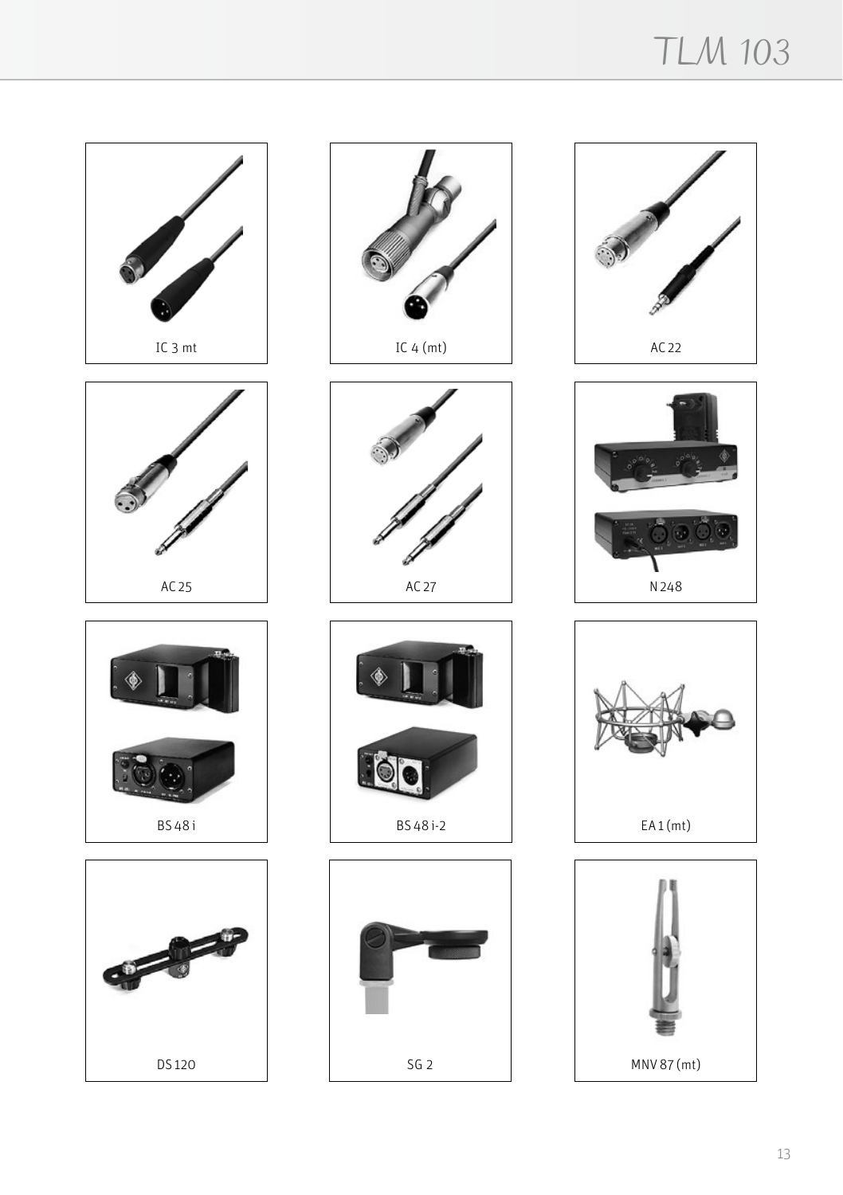IC 3 mt

IC 4 (mt)

AC 22

AC 25

AC 27

N 248

BS 48 i

BS 48 i-2

EA 1 (mt)

DS 120

SG 2

MNV 87 (mt)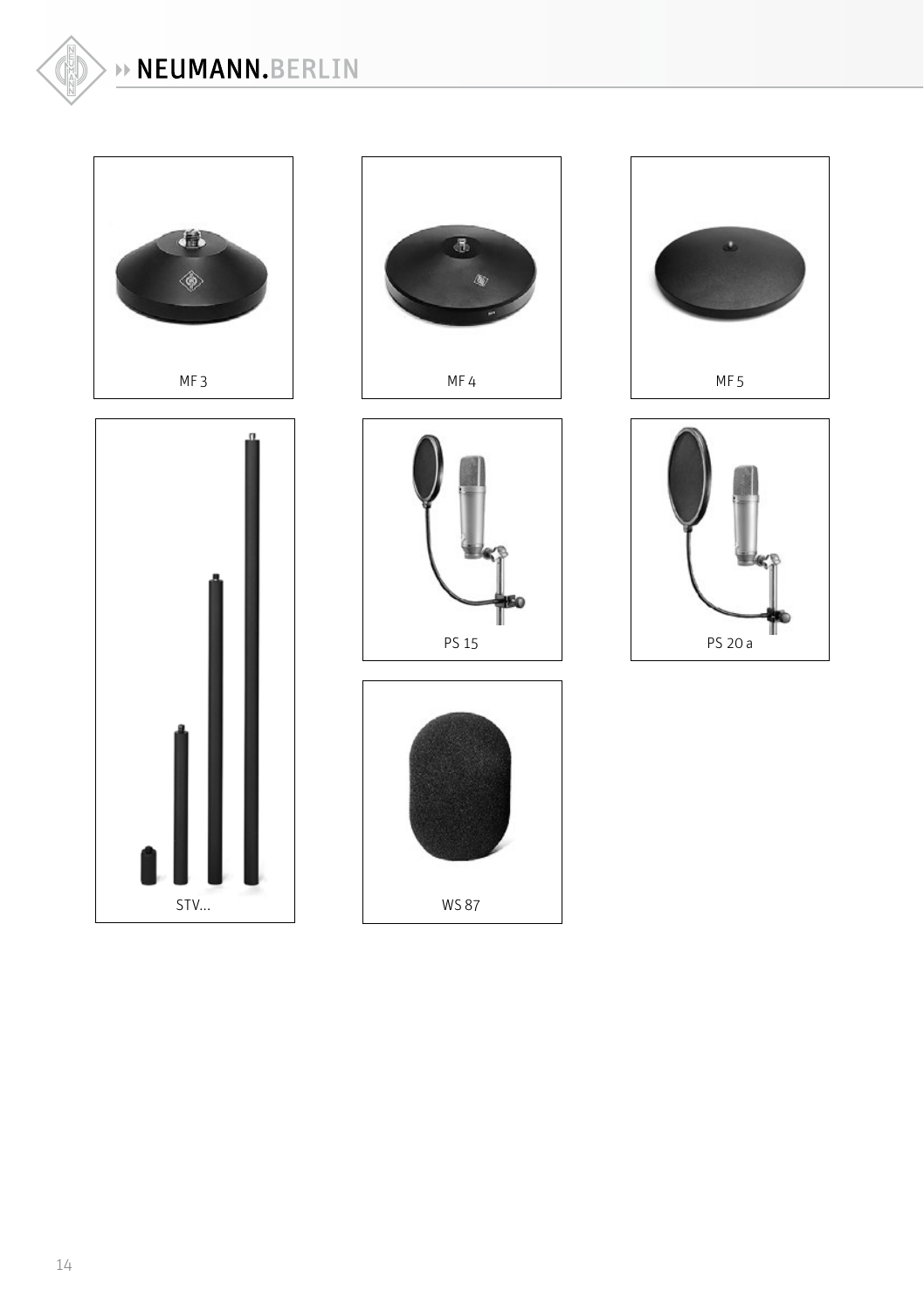MF 3

MF 4

MF 5

STV...

PS 15

PS 20 a

WS 87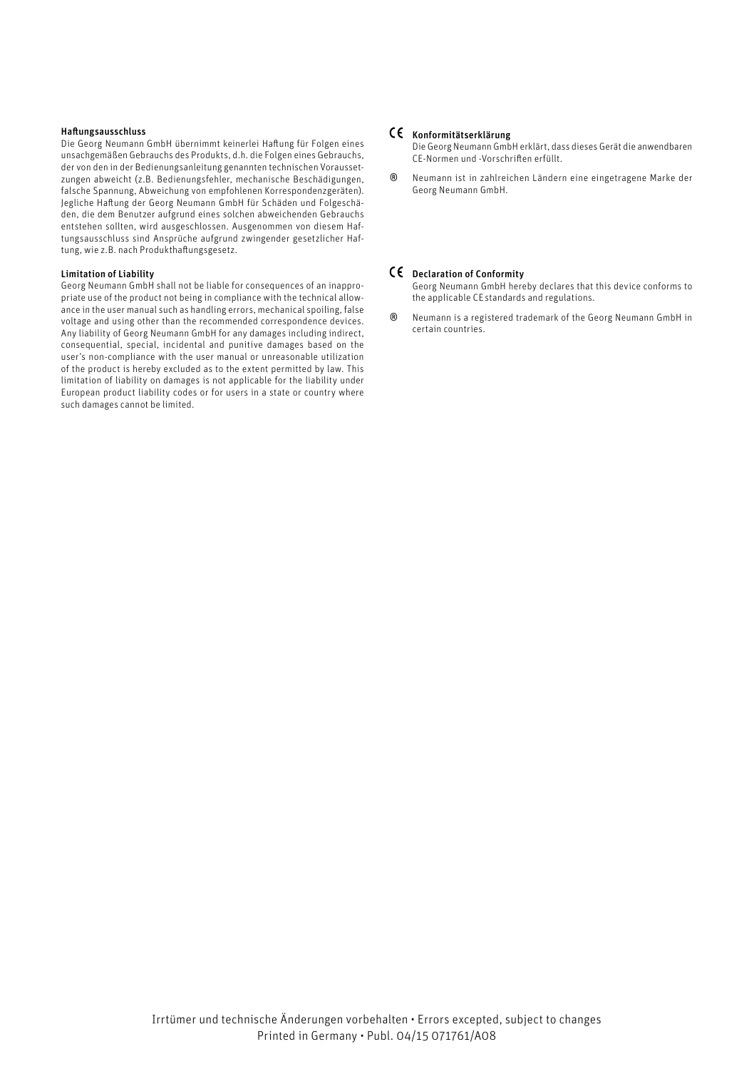#### Haftungsausschluss

Die Georg Neumann GmbH übernimmt keinerlei Haftung für Folgen eines unsachgemäßen Gebrauchs des Produkts, d.h. die Folgen eines Gebrauchs, der von den in der Bedienungsanleitung genannten technischen Voraussetzungen abweicht (z.B. Bedienungsfehler, mechanische Beschädigungen, falsche Spannung, Abweichung von empfohlenen Korrespondenzgeräten). Jegliche Haftung der Georg Neumann GmbH für Schäden und Folgeschäden, die dem Benutzer aufgrund eines solchen abweichenden Gebrauchs entstehen sollten, wird ausgeschlossen. Ausgenommen von diesem Haftungsausschluss sind Ansprüche aufgrund zwingender gesetzlicher Haftung, wie z.B. nach Produkthaftungsgesetz.

#### Limitation of Liability

Georg Neumann GmbH shall not be liable for consequences of an inappropriate use of the product not being in compliance with the technical allowance in the user manual such as handling errors, mechanical spoiling, false voltage and using other than the recommended correspondence devices. Any liability of Georg Neumann GmbH for any damages including indirect, consequential, special, incidental and punitive damages based on the user's non-compliance with the user manual or unreasonable utilization of the product is hereby excluded as to the extent permitted by law. This limitation of liability on damages is not applicable for the liability under European product liability codes or for users in a state or country where such damages cannot be limited.

#### CE Konformitätserklärung

Die Georg Neumann GmbH erklärt, dass dieses Gerät die anwendbaren CE-Normen und -Vorschriften erfüllt.

® Neumann ist in zahlreichen Ländern eine eingetragene Marke der Georg Neumann GmbH.

#### CE Declaration of Conformity

Georg Neumann GmbH hereby declares that this device conforms to the applicable CE standards and regulations.

® Neumann is a registered trademark of the Georg Neumann GmbH in certain countries.

Irrtümer und technische Änderungen vorbehalten • Errors excepted, subject to changes
Printed in Germany • Publ. 04/15 071761/A08